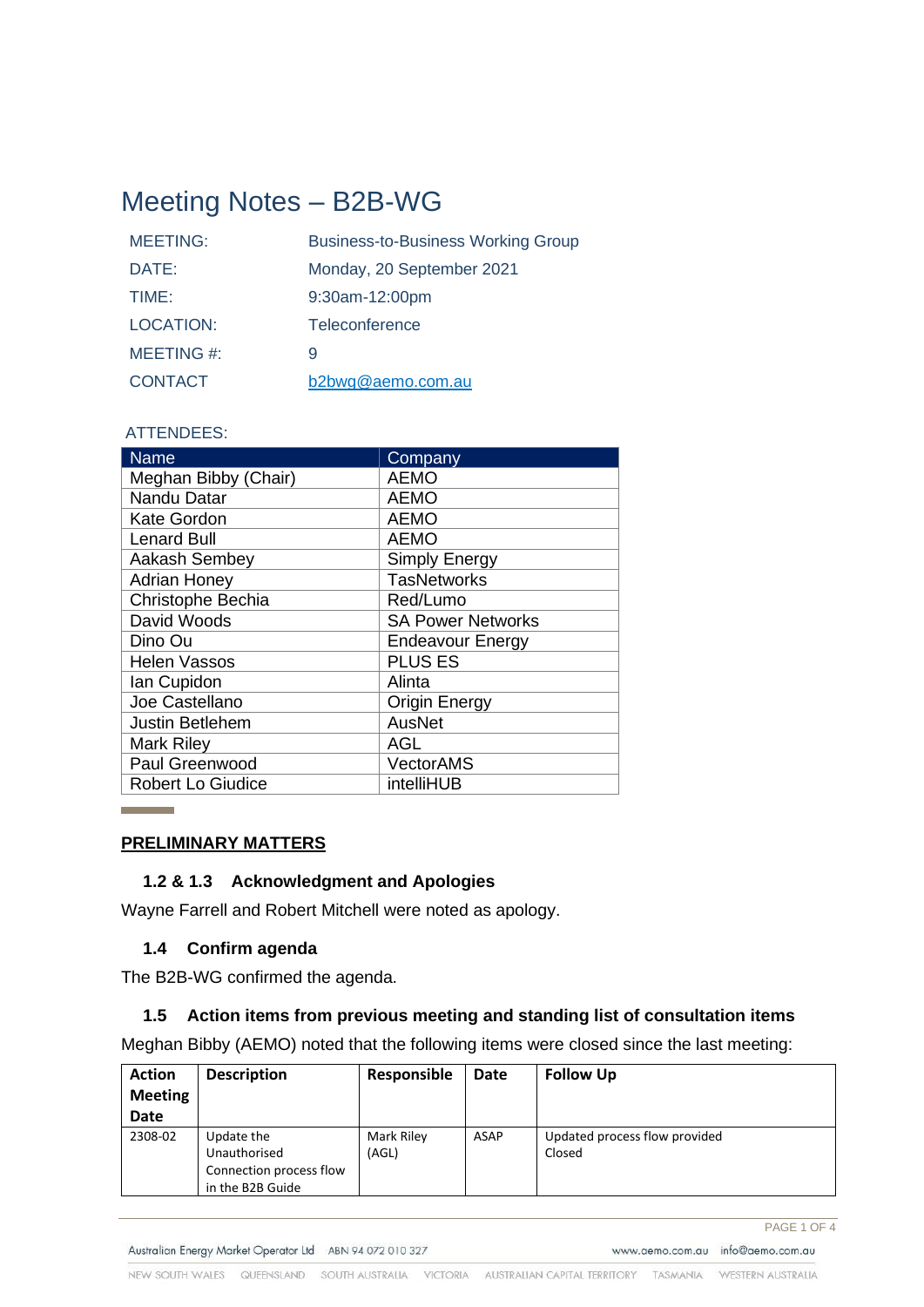# Meeting Notes – B2B-WG

| | |
|---|---|
| MEETING: | Business-to-Business Working Group |
| DATE: | Monday, 20 September 2021 |
| TIME: | 9:30am-12:00pm |
| LOCATION: | Teleconference |
| MEETING #: | 9 |
| CONTACT | b2bwg@aemo.com.au |

ATTENDEES:

| Name | Company |
|---|---|
| Meghan Bibby (Chair) | AEMO |
| Nandu Datar | AEMO |
| Kate Gordon | AEMO |
| Lenard Bull | AEMO |
| Aakash Sembey | Simply Energy |
| Adrian Honey | TasNetworks |
| Christophe Bechia | Red/Lumo |
| David Woods | SA Power Networks |
| Dino Ou | Endeavour Energy |
| Helen Vassos | PLUS ES |
| Ian Cupidon | Alinta |
| Joe Castellano | Origin Energy |
| Justin Betlehem | AusNet |
| Mark Riley | AGL |
| Paul Greenwood | VectorAMS |
| Robert Lo Giudice | intelliHUB |

## PRELIMINARY MATTERS

### 1.2 & 1.3 Acknowledgment and Apologies

Wayne Farrell and Robert Mitchell were noted as apology.

### 1.4 Confirm agenda

The B2B-WG confirmed the agenda.

### 1.5 Action items from previous meeting and standing list of consultation items

Meghan Bibby (AEMO) noted that the following items were closed since the last meeting:

| Action Meeting Date | Description | Responsible | Date | Follow Up |
|---|---|---|---|---|
| 2308-02 | Update the Unauthorised Connection process flow in the B2B Guide | Mark Riley (AGL) | ASAP | Updated process flow provided<br>Closed |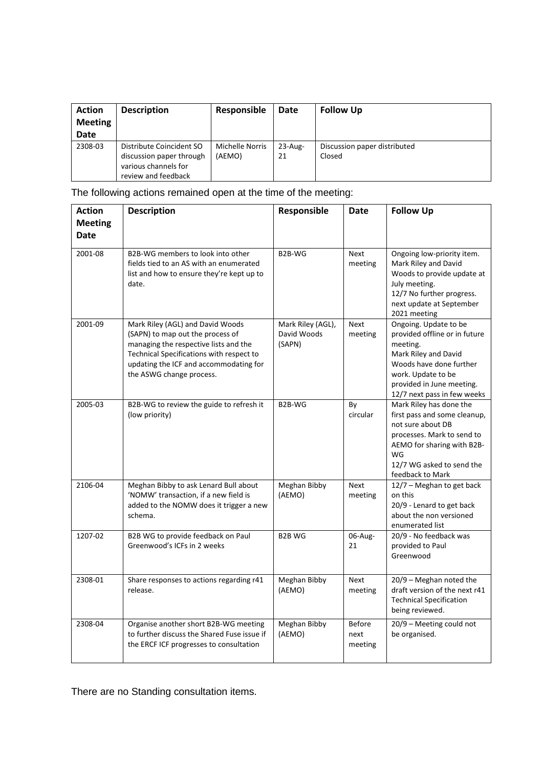| Action Meeting Date | Description | Responsible | Date | Follow Up |
| --- | --- | --- | --- | --- |
| 2308-03 | Distribute Coincident SO discussion paper through various channels for review and feedback | Michelle Norris (AEMO) | 23-Aug-21 | Discussion paper distributed<br>Closed |

The following actions remained open at the time of the meeting:

| Action Meeting Date | Description | Responsible | Date | Follow Up |
| --- | --- | --- | --- | --- |
| 2001-08 | B2B-WG members to look into other fields tied to an AS with an enumerated list and how to ensure they're kept up to date. | B2B-WG | Next meeting | Ongoing low-priority item. Mark Riley and David Woods to provide update at July meeting.<br>12/7 No further progress. next update at September 2021 meeting |
| 2001-09 | Mark Riley (AGL) and David Woods (SAPN) to map out the process of managing the respective lists and the Technical Specifications with respect to updating the ICF and accommodating for the ASWG change process. | Mark Riley (AGL), David Woods (SAPN) | Next meeting | Ongoing. Update to be provided offline or in future meeting.<br>Mark Riley and David Woods have done further work. Update to be provided in June meeting.<br>12/7 next pass in few weeks |
| 2005-03 | B2B-WG to review the guide to refresh it (low priority) | B2B-WG | By circular | Mark Riley has done the first pass and some cleanup, not sure about DB processes. Mark to send to AEMO for sharing with B2B-WG<br>12/7 WG asked to send the feedback to Mark |
| 2106-04 | Meghan Bibby to ask Lenard Bull about 'NOMW' transaction, if a new field is added to the NOMW does it trigger a new schema. | Meghan Bibby (AEMO) | Next meeting | 12/7 – Meghan to get back on this<br>20/9 - Lenard to get back about the non versioned enumerated list |
| 1207-02 | B2B WG to provide feedback on Paul Greenwood's ICFs in 2 weeks | B2B WG | 06-Aug-21 | 20/9 - No feedback was provided to Paul Greenwood |
| 2308-01 | Share responses to actions regarding r41 release. | Meghan Bibby (AEMO) | Next meeting | 20/9 – Meghan noted the draft version of the next r41 Technical Specification being reviewed. |
| 2308-04 | Organise another short B2B-WG meeting to further discuss the Shared Fuse issue if the ERCF ICF progresses to consultation | Meghan Bibby (AEMO) | Before next meeting | 20/9 – Meeting could not be organised. |

There are no Standing consultation items.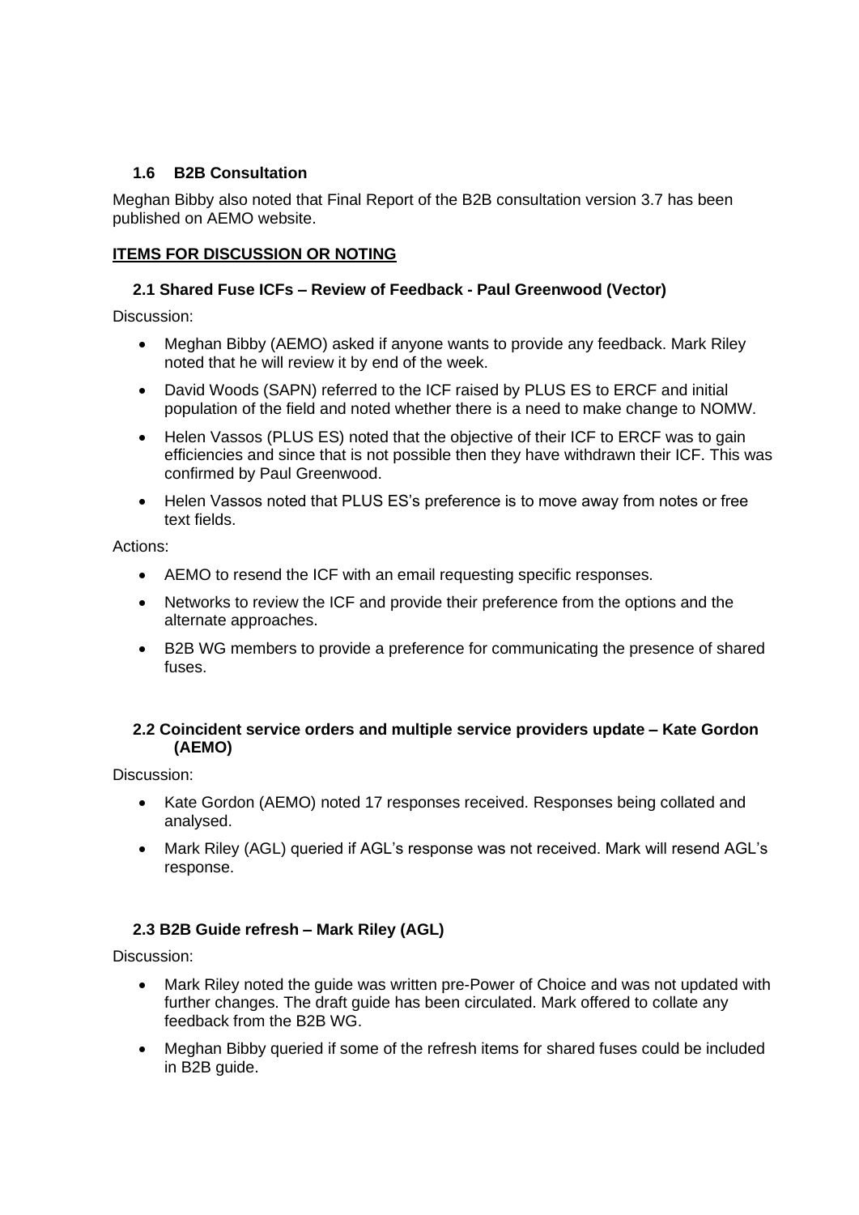### 1.6 B2B Consultation

Meghan Bibby also noted that Final Report of the B2B consultation version 3.7 has been published on AEMO website.

## ITEMS FOR DISCUSSION OR NOTING

### 2.1 Shared Fuse ICFs – Review of Feedback - Paul Greenwood (Vector)

Discussion:

- Meghan Bibby (AEMO) asked if anyone wants to provide any feedback. Mark Riley noted that he will review it by end of the week.
- David Woods (SAPN) referred to the ICF raised by PLUS ES to ERCF and initial population of the field and noted whether there is a need to make change to NOMW.
- Helen Vassos (PLUS ES) noted that the objective of their ICF to ERCF was to gain efficiencies and since that is not possible then they have withdrawn their ICF. This was confirmed by Paul Greenwood.
- Helen Vassos noted that PLUS ES's preference is to move away from notes or free text fields.

Actions:

- AEMO to resend the ICF with an email requesting specific responses.
- Networks to review the ICF and provide their preference from the options and the alternate approaches.
- B2B WG members to provide a preference for communicating the presence of shared fuses.

### 2.2 Coincident service orders and multiple service providers update – Kate Gordon (AEMO)

Discussion:

- Kate Gordon (AEMO) noted 17 responses received. Responses being collated and analysed.
- Mark Riley (AGL) queried if AGL's response was not received. Mark will resend AGL's response.

### 2.3 B2B Guide refresh – Mark Riley (AGL)

Discussion:

- Mark Riley noted the guide was written pre-Power of Choice and was not updated with further changes. The draft guide has been circulated. Mark offered to collate any feedback from the B2B WG.
- Meghan Bibby queried if some of the refresh items for shared fuses could be included in B2B guide.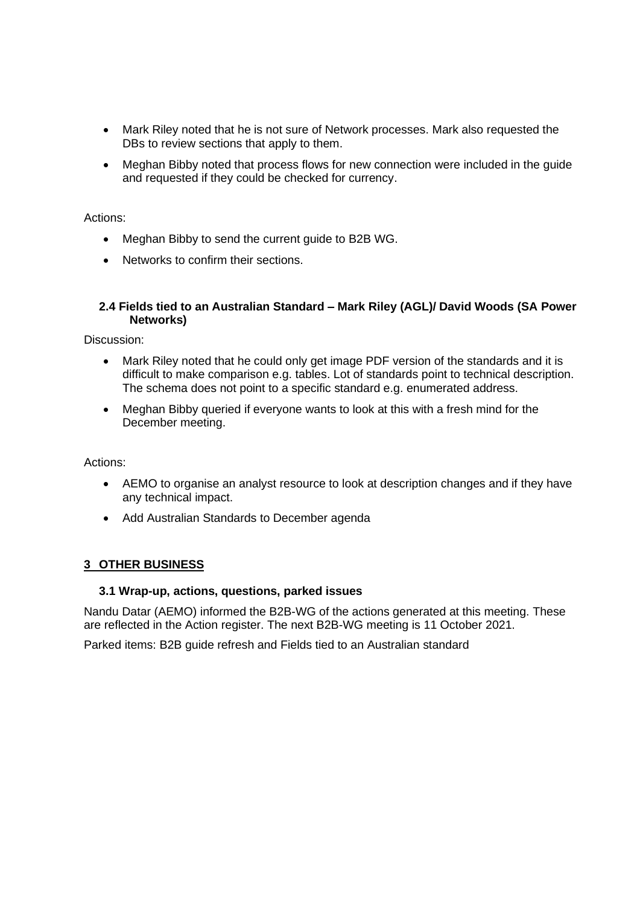- Mark Riley noted that he is not sure of Network processes. Mark also requested the DBs to review sections that apply to them.
- Meghan Bibby noted that process flows for new connection were included in the guide and requested if they could be checked for currency.

Actions:

- Meghan Bibby to send the current guide to B2B WG.
- Networks to confirm their sections.

### 2.4 Fields tied to an Australian Standard – Mark Riley (AGL)/ David Woods (SA Power Networks)

Discussion:

- Mark Riley noted that he could only get image PDF version of the standards and it is difficult to make comparison e.g. tables. Lot of standards point to technical description. The schema does not point to a specific standard e.g. enumerated address.
- Meghan Bibby queried if everyone wants to look at this with a fresh mind for the December meeting.

Actions:

- AEMO to organise an analyst resource to look at description changes and if they have any technical impact.
- Add Australian Standards to December agenda

## 3 OTHER BUSINESS

### 3.1 Wrap-up, actions, questions, parked issues

Nandu Datar (AEMO) informed the B2B-WG of the actions generated at this meeting. These are reflected in the Action register. The next B2B-WG meeting is 11 October 2021.

Parked items: B2B guide refresh and Fields tied to an Australian standard